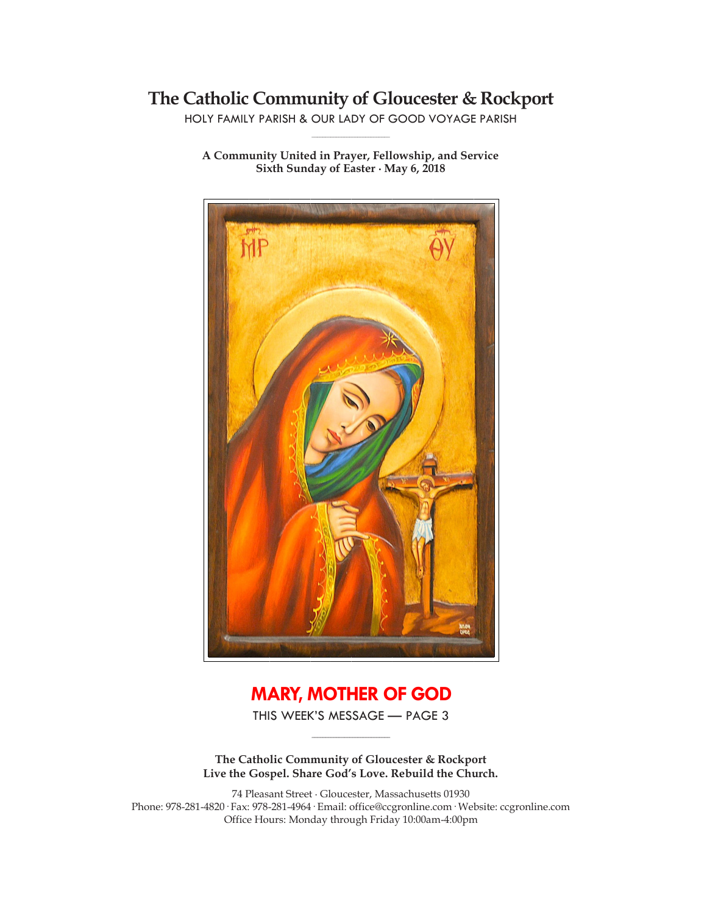# The Catholic Community of Gloucester & Rockport

HOLY FAMILY PARISH & OUR LADY OF GOOD VOYAGE PARISH

**A Community United in Prayer, Fellowship, and Service**
**Sixth Sunday of Easter · May 6, 2018**

## MARY, MOTHER OF GOD

THIS WEEK'S MESSAGE — PAGE 3

**The Catholic Community of Gloucester & Rockport**
**Live the Gospel. Share God's Love. Rebuild the Church.**

74 Pleasant Street · Gloucester, Massachusetts 01930
Phone: 978-281-4820 · Fax: 978-281-4964 · Email: office@ccgronline.com · Website: ccgronline.com
Office Hours: Monday through Friday 10:00am-4:00pm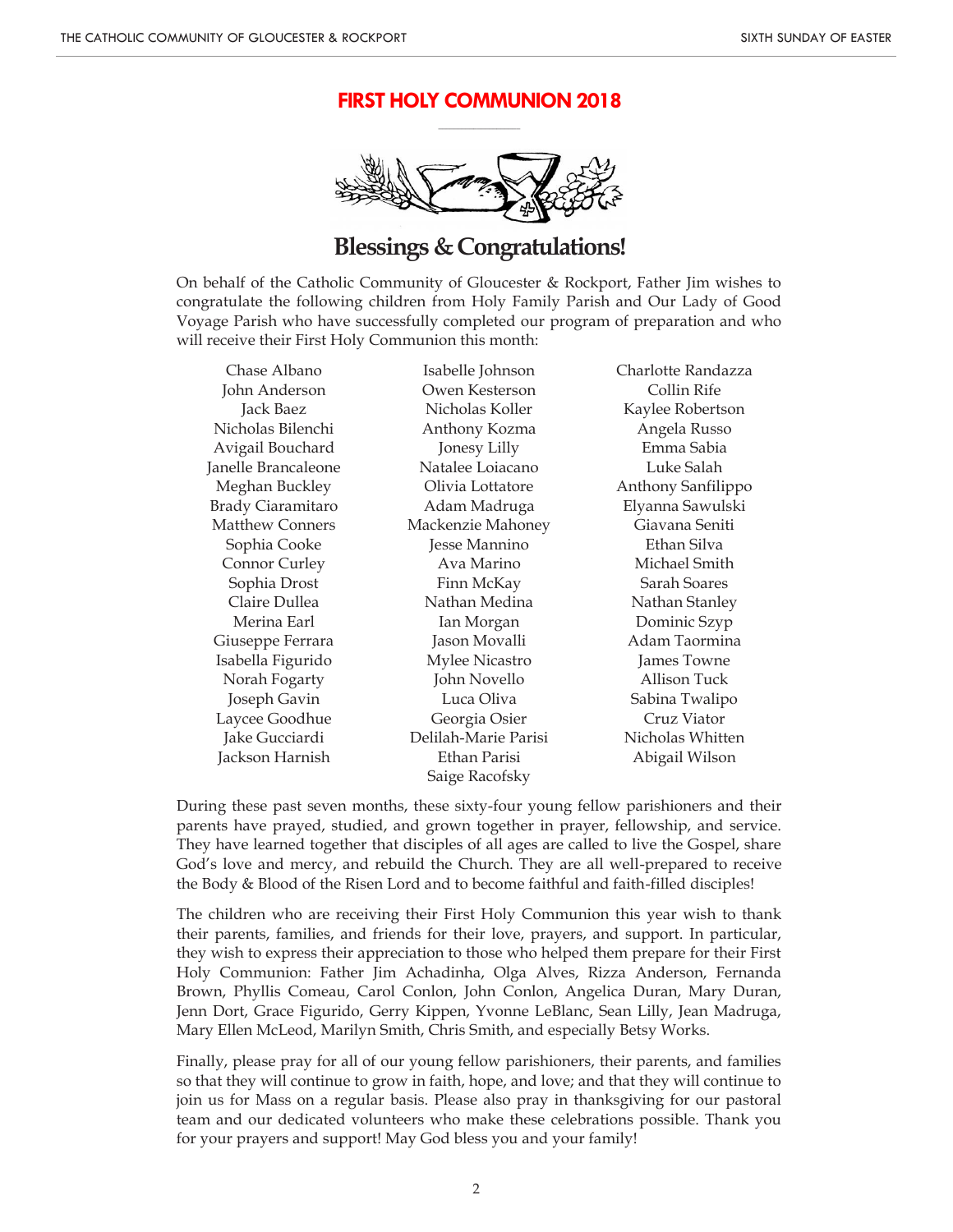## FIRST HOLY COMMUNION 2018

# Blessings & Congratulations!

On behalf of the Catholic Community of Gloucester & Rockport, Father Jim wishes to congratulate the following children from Holy Family Parish and Our Lady of Good Voyage Parish who have successfully completed our program of preparation and who will receive their First Holy Communion this month:

Chase Albano
John Anderson
Jack Baez
Nicholas Bilenchi
Avigail Bouchard
Janelle Brancaleone
Meghan Buckley
Brady Ciaramitaro
Matthew Conners
Sophia Cooke
Connor Curley
Sophia Drost
Claire Dullea
Merina Earl
Giuseppe Ferrara
Isabella Figurido
Norah Fogarty
Joseph Gavin
Laycee Goodhue
Jake Gucciardi
Jackson Harnish
Isabelle Johnson
Owen Kesterson
Nicholas Koller
Anthony Kozma
Jonesy Lilly
Natalee Loiacano
Olivia Lottatore
Adam Madruga
Mackenzie Mahoney
Jesse Mannino
Ava Marino
Finn McKay
Nathan Medina
Ian Morgan
Jason Movalli
Mylee Nicastro
John Novello
Luca Oliva
Georgia Osier
Delilah-Marie Parisi
Ethan Parisi
Saige Racofsky
Charlotte Randazza
Collin Rife
Kaylee Robertson
Angela Russo
Emma Sabia
Luke Salah
Anthony Sanfilippo
Elyanna Sawulski
Giavana Seniti
Ethan Silva
Michael Smith
Sarah Soares
Nathan Stanley
Dominic Szyp
Adam Taormina
James Towne
Allison Tuck
Sabina Twalipo
Cruz Viator
Nicholas Whitten
Abigail Wilson

During these past seven months, these sixty-four young fellow parishioners and their parents have prayed, studied, and grown together in prayer, fellowship, and service. They have learned together that disciples of all ages are called to live the Gospel, share God's love and mercy, and rebuild the Church. They are all well-prepared to receive the Body & Blood of the Risen Lord and to become faithful and faith-filled disciples!

The children who are receiving their First Holy Communion this year wish to thank their parents, families, and friends for their love, prayers, and support. In particular, they wish to express their appreciation to those who helped them prepare for their First Holy Communion: Father Jim Achadinha, Olga Alves, Rizza Anderson, Fernanda Brown, Phyllis Comeau, Carol Conlon, John Conlon, Angelica Duran, Mary Duran, Jenn Dort, Grace Figurido, Gerry Kippen, Yvonne LeBlanc, Sean Lilly, Jean Madruga, Mary Ellen McLeod, Marilyn Smith, Chris Smith, and especially Betsy Works.

Finally, please pray for all of our young fellow parishioners, their parents, and families so that they will continue to grow in faith, hope, and love; and that they will continue to join us for Mass on a regular basis. Please also pray in thanksgiving for our pastoral team and our dedicated volunteers who make these celebrations possible. Thank you for your prayers and support! May God bless you and your family!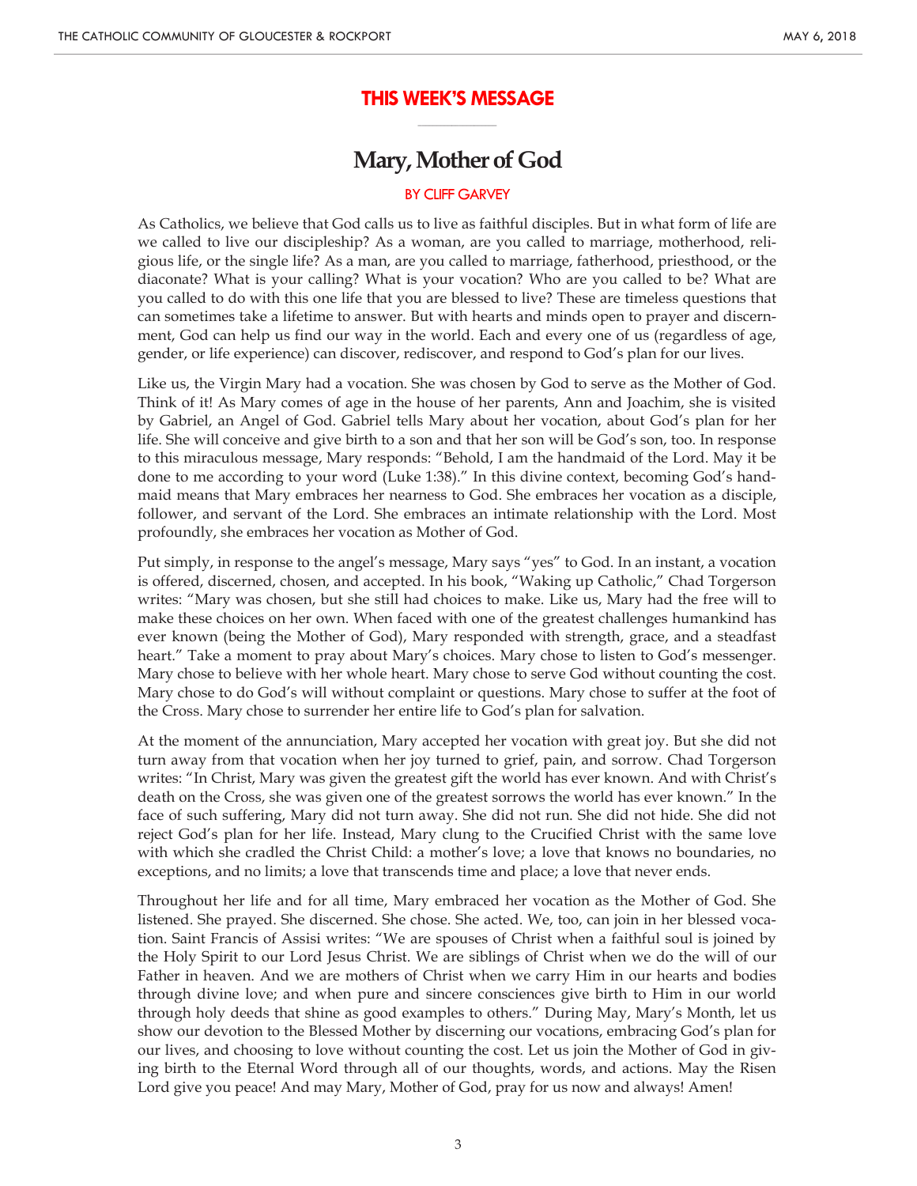## THIS WEEK'S MESSAGE

# Mary, Mother of God

BY CLIFF GARVEY

As Catholics, we believe that God calls us to live as faithful disciples. But in what form of life are we called to live our discipleship? As a woman, are you called to marriage, motherhood, religious life, or the single life? As a man, are you called to marriage, fatherhood, priesthood, or the diaconate? What is your calling? What is your vocation? Who are you called to be? What are you called to do with this one life that you are blessed to live? These are timeless questions that can sometimes take a lifetime to answer. But with hearts and minds open to prayer and discernment, God can help us find our way in the world. Each and every one of us (regardless of age, gender, or life experience) can discover, rediscover, and respond to God's plan for our lives.

Like us, the Virgin Mary had a vocation. She was chosen by God to serve as the Mother of God. Think of it! As Mary comes of age in the house of her parents, Ann and Joachim, she is visited by Gabriel, an Angel of God. Gabriel tells Mary about her vocation, about God's plan for her life. She will conceive and give birth to a son and that her son will be God's son, too. In response to this miraculous message, Mary responds: "Behold, I am the handmaid of the Lord. May it be done to me according to your word (Luke 1:38)." In this divine context, becoming God's handmaid means that Mary embraces her nearness to God. She embraces her vocation as a disciple, follower, and servant of the Lord. She embraces an intimate relationship with the Lord. Most profoundly, she embraces her vocation as Mother of God.

Put simply, in response to the angel's message, Mary says "yes" to God. In an instant, a vocation is offered, discerned, chosen, and accepted. In his book, "Waking up Catholic," Chad Torgerson writes: "Mary was chosen, but she still had choices to make. Like us, Mary had the free will to make these choices on her own. When faced with one of the greatest challenges humankind has ever known (being the Mother of God), Mary responded with strength, grace, and a steadfast heart." Take a moment to pray about Mary's choices. Mary chose to listen to God's messenger. Mary chose to believe with her whole heart. Mary chose to serve God without counting the cost. Mary chose to do God's will without complaint or questions. Mary chose to suffer at the foot of the Cross. Mary chose to surrender her entire life to God's plan for salvation.

At the moment of the annunciation, Mary accepted her vocation with great joy. But she did not turn away from that vocation when her joy turned to grief, pain, and sorrow. Chad Torgerson writes: "In Christ, Mary was given the greatest gift the world has ever known. And with Christ's death on the Cross, she was given one of the greatest sorrows the world has ever known." In the face of such suffering, Mary did not turn away. She did not run. She did not hide. She did not reject God's plan for her life. Instead, Mary clung to the Crucified Christ with the same love with which she cradled the Christ Child: a mother's love; a love that knows no boundaries, no exceptions, and no limits; a love that transcends time and place; a love that never ends.

Throughout her life and for all time, Mary embraced her vocation as the Mother of God. She listened. She prayed. She discerned. She chose. She acted. We, too, can join in her blessed vocation. Saint Francis of Assisi writes: "We are spouses of Christ when a faithful soul is joined by the Holy Spirit to our Lord Jesus Christ. We are siblings of Christ when we do the will of our Father in heaven. And we are mothers of Christ when we carry Him in our hearts and bodies through divine love; and when pure and sincere consciences give birth to Him in our world through holy deeds that shine as good examples to others." During May, Mary's Month, let us show our devotion to the Blessed Mother by discerning our vocations, embracing God's plan for our lives, and choosing to love without counting the cost. Let us join the Mother of God in giving birth to the Eternal Word through all of our thoughts, words, and actions. May the Risen Lord give you peace! And may Mary, Mother of God, pray for us now and always! Amen!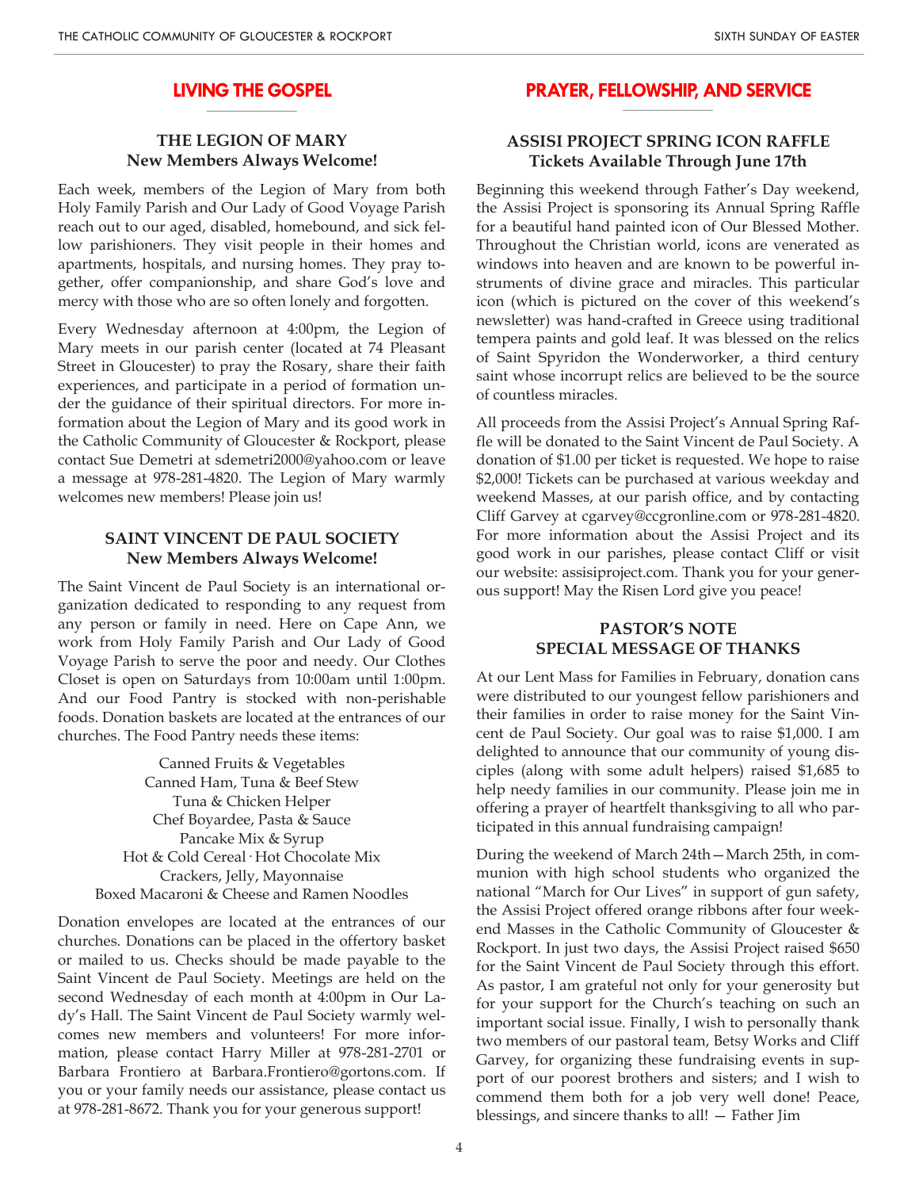## LIVING THE GOSPEL

### THE LEGION OF MARY
**New Members Always Welcome!**

Each week, members of the Legion of Mary from both Holy Family Parish and Our Lady of Good Voyage Parish reach out to our aged, disabled, homebound, and sick fellow parishioners. They visit people in their homes and apartments, hospitals, and nursing homes. They pray together, offer companionship, and share God's love and mercy with those who are so often lonely and forgotten.

Every Wednesday afternoon at 4:00pm, the Legion of Mary meets in our parish center (located at 74 Pleasant Street in Gloucester) to pray the Rosary, share their faith experiences, and participate in a period of formation under the guidance of their spiritual directors. For more information about the Legion of Mary and its good work in the Catholic Community of Gloucester & Rockport, please contact Sue Demetri at sdemetri2000@yahoo.com or leave a message at 978-281-4820. The Legion of Mary warmly welcomes new members! Please join us!

### SAINT VINCENT DE PAUL SOCIETY
**New Members Always Welcome!**

The Saint Vincent de Paul Society is an international organization dedicated to responding to any request from any person or family in need. Here on Cape Ann, we work from Holy Family Parish and Our Lady of Good Voyage Parish to serve the poor and needy. Our Clothes Closet is open on Saturdays from 10:00am until 1:00pm. And our Food Pantry is stocked with non-perishable foods. Donation baskets are located at the entrances of our churches. The Food Pantry needs these items:

Canned Fruits & Vegetables
Canned Ham, Tuna & Beef Stew
Tuna & Chicken Helper
Chef Boyardee, Pasta & Sauce
Pancake Mix & Syrup
Hot & Cold Cereal · Hot Chocolate Mix
Crackers, Jelly, Mayonnaise
Boxed Macaroni & Cheese and Ramen Noodles

Donation envelopes are located at the entrances of our churches. Donations can be placed in the offertory basket or mailed to us. Checks should be made payable to the Saint Vincent de Paul Society. Meetings are held on the second Wednesday of each month at 4:00pm in Our Lady's Hall. The Saint Vincent de Paul Society warmly welcomes new members and volunteers! For more information, please contact Harry Miller at 978-281-2701 or Barbara Frontiero at Barbara.Frontiero@gortons.com. If you or your family needs our assistance, please contact us at 978-281-8672. Thank you for your generous support!

## PRAYER, FELLOWSHIP, AND SERVICE

### ASSISI PROJECT SPRING ICON RAFFLE
**Tickets Available Through June 17th**

Beginning this weekend through Father's Day weekend, the Assisi Project is sponsoring its Annual Spring Raffle for a beautiful hand painted icon of Our Blessed Mother. Throughout the Christian world, icons are venerated as windows into heaven and are known to be powerful instruments of divine grace and miracles. This particular icon (which is pictured on the cover of this weekend's newsletter) was hand-crafted in Greece using traditional tempera paints and gold leaf. It was blessed on the relics of Saint Spyridon the Wonderworker, a third century saint whose incorrupt relics are believed to be the source of countless miracles.

All proceeds from the Assisi Project's Annual Spring Raffle will be donated to the Saint Vincent de Paul Society. A donation of $1.00 per ticket is requested. We hope to raise $2,000! Tickets can be purchased at various weekday and weekend Masses, at our parish office, and by contacting Cliff Garvey at cgarvey@ccgronline.com or 978-281-4820. For more information about the Assisi Project and its good work in our parishes, please contact Cliff or visit our website: assisiproject.com. Thank you for your generous support! May the Risen Lord give you peace!

### PASTOR'S NOTE
**SPECIAL MESSAGE OF THANKS**

At our Lent Mass for Families in February, donation cans were distributed to our youngest fellow parishioners and their families in order to raise money for the Saint Vincent de Paul Society. Our goal was to raise $1,000. I am delighted to announce that our community of young disciples (along with some adult helpers) raised $1,685 to help needy families in our community. Please join me in offering a prayer of heartfelt thanksgiving to all who participated in this annual fundraising campaign!

During the weekend of March 24th—March 25th, in communion with high school students who organized the national "March for Our Lives" in support of gun safety, the Assisi Project offered orange ribbons after four weekend Masses in the Catholic Community of Gloucester & Rockport. In just two days, the Assisi Project raised $650 for the Saint Vincent de Paul Society through this effort. As pastor, I am grateful not only for your generosity but for your support for the Church's teaching on such an important social issue. Finally, I wish to personally thank two members of our pastoral team, Betsy Works and Cliff Garvey, for organizing these fundraising events in support of our poorest brothers and sisters; and I wish to commend them both for a job very well done! Peace, blessings, and sincere thanks to all! — Father Jim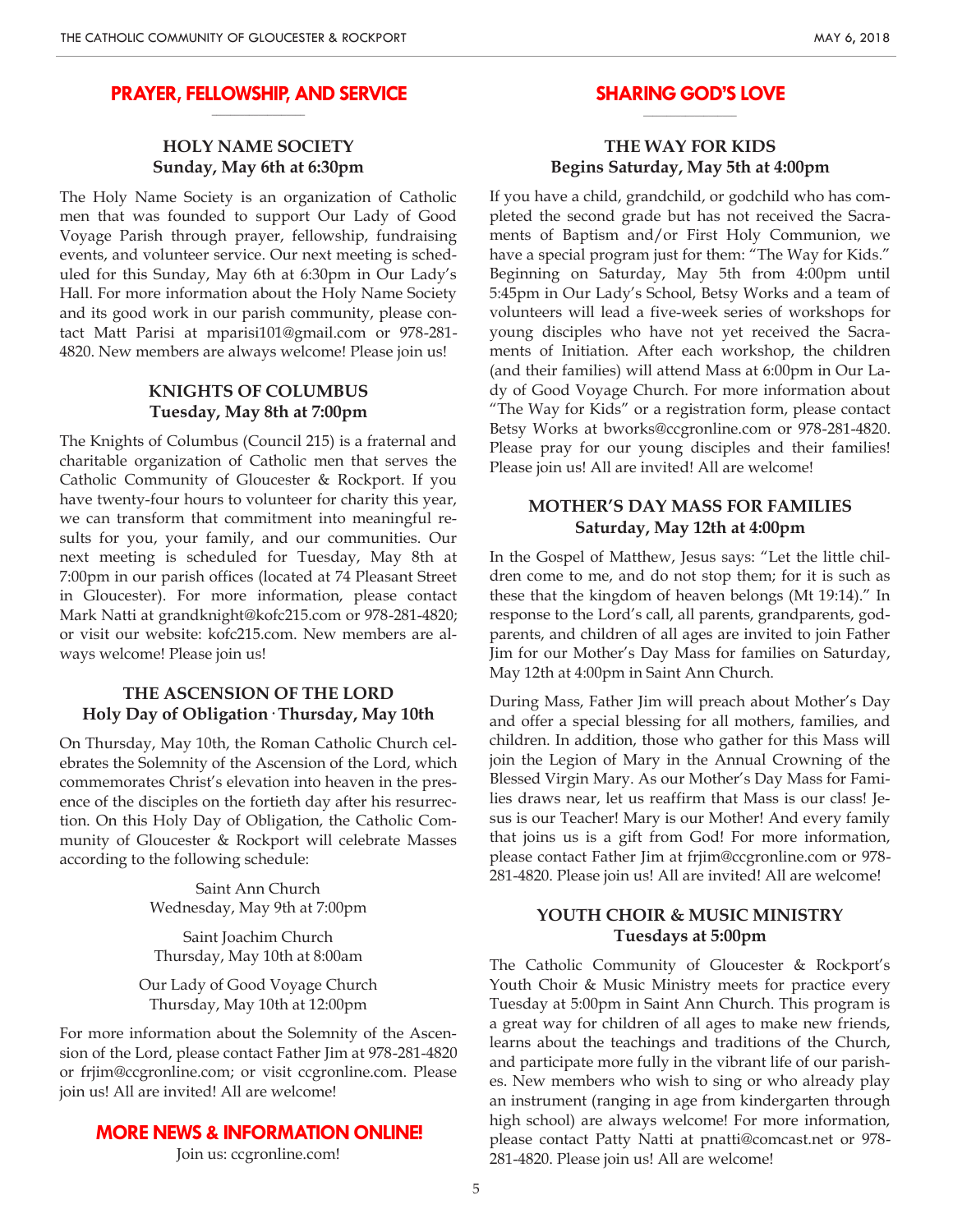## PRAYER, FELLOWSHIP, AND SERVICE

### HOLY NAME SOCIETY
**Sunday, May 6th at 6:30pm**

The Holy Name Society is an organization of Catholic men that was founded to support Our Lady of Good Voyage Parish through prayer, fellowship, fundraising events, and volunteer service. Our next meeting is scheduled for this Sunday, May 6th at 6:30pm in Our Lady's Hall. For more information about the Holy Name Society and its good work in our parish community, please contact Matt Parisi at mparisi101@gmail.com or 978-281-4820. New members are always welcome! Please join us!

### KNIGHTS OF COLUMBUS
**Tuesday, May 8th at 7:00pm**

The Knights of Columbus (Council 215) is a fraternal and charitable organization of Catholic men that serves the Catholic Community of Gloucester & Rockport. If you have twenty-four hours to volunteer for charity this year, we can transform that commitment into meaningful results for you, your family, and our communities. Our next meeting is scheduled for Tuesday, May 8th at 7:00pm in our parish offices (located at 74 Pleasant Street in Gloucester). For more information, please contact Mark Natti at grandknight@kofc215.com or 978-281-4820; or visit our website: kofc215.com. New members are always welcome! Please join us!

### THE ASCENSION OF THE LORD
**Holy Day of Obligation · Thursday, May 10th**

On Thursday, May 10th, the Roman Catholic Church celebrates the Solemnity of the Ascension of the Lord, which commemorates Christ's elevation into heaven in the presence of the disciples on the fortieth day after his resurrection. On this Holy Day of Obligation, the Catholic Community of Gloucester & Rockport will celebrate Masses according to the following schedule:

Saint Ann Church
Wednesday, May 9th at 7:00pm

Saint Joachim Church
Thursday, May 10th at 8:00am

Our Lady of Good Voyage Church
Thursday, May 10th at 12:00pm

For more information about the Solemnity of the Ascension of the Lord, please contact Father Jim at 978-281-4820 or frjim@ccgronline.com; or visit ccgronline.com. Please join us! All are invited! All are welcome!

## MORE NEWS & INFORMATION ONLINE!

Join us: ccgronline.com!

## SHARING GOD'S LOVE

### THE WAY FOR KIDS
**Begins Saturday, May 5th at 4:00pm**

If you have a child, grandchild, or godchild who has completed the second grade but has not received the Sacraments of Baptism and/or First Holy Communion, we have a special program just for them: "The Way for Kids." Beginning on Saturday, May 5th from 4:00pm until 5:45pm in Our Lady's School, Betsy Works and a team of volunteers will lead a five-week series of workshops for young disciples who have not yet received the Sacraments of Initiation. After each workshop, the children (and their families) will attend Mass at 6:00pm in Our Lady of Good Voyage Church. For more information about "The Way for Kids" or a registration form, please contact Betsy Works at bworks@ccgronline.com or 978-281-4820. Please pray for our young disciples and their families! Please join us! All are invited! All are welcome!

### MOTHER'S DAY MASS FOR FAMILIES
**Saturday, May 12th at 4:00pm**

In the Gospel of Matthew, Jesus says: "Let the little children come to me, and do not stop them; for it is such as these that the kingdom of heaven belongs (Mt 19:14)." In response to the Lord's call, all parents, grandparents, godparents, and children of all ages are invited to join Father Jim for our Mother's Day Mass for families on Saturday, May 12th at 4:00pm in Saint Ann Church.

During Mass, Father Jim will preach about Mother's Day and offer a special blessing for all mothers, families, and children. In addition, those who gather for this Mass will join the Legion of Mary in the Annual Crowning of the Blessed Virgin Mary. As our Mother's Day Mass for Families draws near, let us reaffirm that Mass is our class! Jesus is our Teacher! Mary is our Mother! And every family that joins us is a gift from God! For more information, please contact Father Jim at frjim@ccgronline.com or 978-281-4820. Please join us! All are invited! All are welcome!

### YOUTH CHOIR & MUSIC MINISTRY
**Tuesdays at 5:00pm**

The Catholic Community of Gloucester & Rockport's Youth Choir & Music Ministry meets for practice every Tuesday at 5:00pm in Saint Ann Church. This program is a great way for children of all ages to make new friends, learns about the teachings and traditions of the Church, and participate more fully in the vibrant life of our parishes. New members who wish to sing or who already play an instrument (ranging in age from kindergarten through high school) are always welcome! For more information, please contact Patty Natti at pnatti@comcast.net or 978-281-4820. Please join us! All are welcome!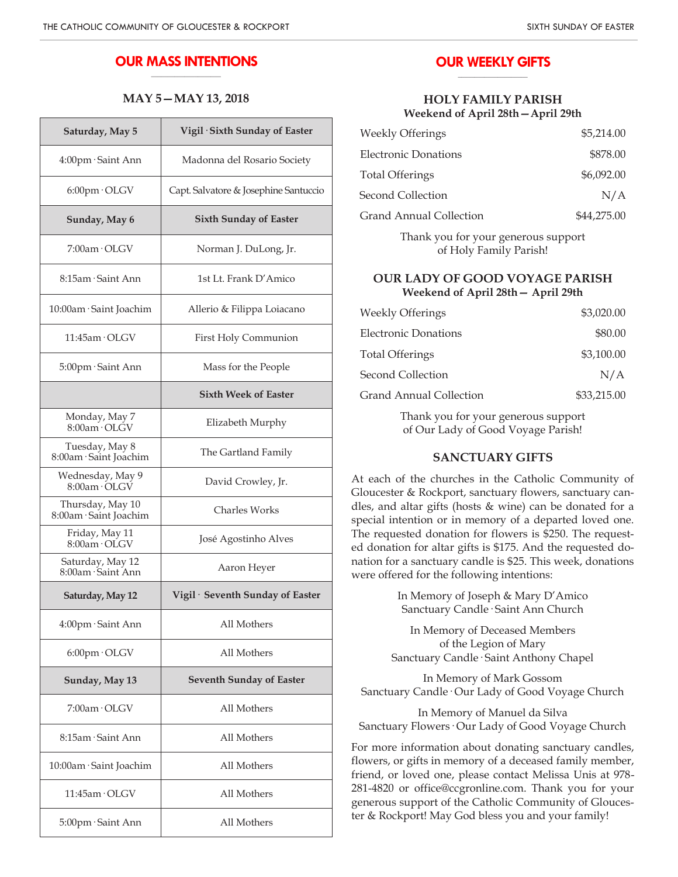## OUR MASS INTENTIONS

### MAY 5—MAY 13, 2018

| Saturday, May 5 | Vigil · Sixth Sunday of Easter |
|---|---|
| 4:00pm · Saint Ann | Madonna del Rosario Society |
| 6:00pm · OLGV | Capt. Salvatore & Josephine Santuccio |
| **Sunday, May 6** | **Sixth Sunday of Easter** |
| 7:00am · OLGV | Norman J. DuLong, Jr. |
| 8:15am · Saint Ann | 1st Lt. Frank D'Amico |
| 10:00am · Saint Joachim | Allerio & Filippa Loiacano |
| 11:45am · OLGV | First Holy Communion |
| 5:00pm · Saint Ann | Mass for the People |
| | **Sixth Week of Easter** |
| Monday, May 7 8:00am · OLGV | Elizabeth Murphy |
| Tuesday, May 8 8:00am · Saint Joachim | The Gartland Family |
| Wednesday, May 9 8:00am · OLGV | David Crowley, Jr. |
| Thursday, May 10 8:00am · Saint Joachim | Charles Works |
| Friday, May 11 8:00am · OLGV | José Agostinho Alves |
| Saturday, May 12 8:00am · Saint Ann | Aaron Heyer |
| **Saturday, May 12** | **Vigil · Seventh Sunday of Easter** |
| 4:00pm · Saint Ann | All Mothers |
| 6:00pm · OLGV | All Mothers |
| **Sunday, May 13** | **Seventh Sunday of Easter** |
| 7:00am · OLGV | All Mothers |
| 8:15am · Saint Ann | All Mothers |
| 10:00am · Saint Joachim | All Mothers |
| 11:45am · OLGV | All Mothers |
| 5:00pm · Saint Ann | All Mothers |

## OUR WEEKLY GIFTS

### HOLY FAMILY PARISH
**Weekend of April 28th—April 29th**

| | |
|---|---|
| Weekly Offerings | $5,214.00 |
| Electronic Donations | $878.00 |
| Total Offerings | $6,092.00 |
| Second Collection | N/A |
| Grand Annual Collection | $44,275.00 |

Thank you for your generous support of Holy Family Parish!

### OUR LADY OF GOOD VOYAGE PARISH
**Weekend of April 28th— April 29th**

| | |
|---|---|
| Weekly Offerings | $3,020.00 |
| Electronic Donations | $80.00 |
| Total Offerings | $3,100.00 |
| Second Collection | N/A |
| Grand Annual Collection | $33,215.00 |

Thank you for your generous support of Our Lady of Good Voyage Parish!

### SANCTUARY GIFTS

At each of the churches in the Catholic Community of Gloucester & Rockport, sanctuary flowers, sanctuary candles, and altar gifts (hosts & wine) can be donated for a special intention or in memory of a departed loved one. The requested donation for flowers is $250. The requested donation for altar gifts is $175. And the requested donation for a sanctuary candle is $25. This week, donations were offered for the following intentions:

In Memory of Joseph & Mary D'Amico
Sanctuary Candle · Saint Ann Church

In Memory of Deceased Members
of the Legion of Mary
Sanctuary Candle · Saint Anthony Chapel

In Memory of Mark Gossom
Sanctuary Candle · Our Lady of Good Voyage Church

In Memory of Manuel da Silva
Sanctuary Flowers · Our Lady of Good Voyage Church

For more information about donating sanctuary candles, flowers, or gifts in memory of a deceased family member, friend, or loved one, please contact Melissa Unis at 978-281-4820 or office@ccgronline.com. Thank you for your generous support of the Catholic Community of Gloucester & Rockport! May God bless you and your family!